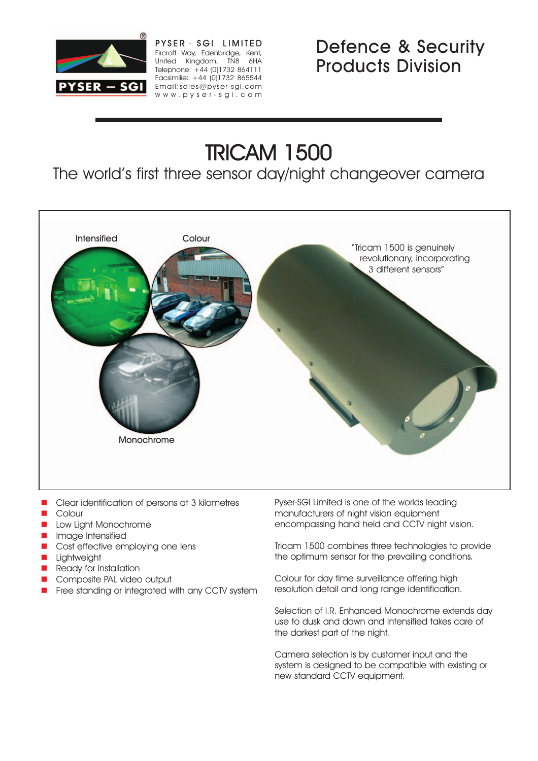PYSER - SGI LIMITED
Fircroft Way, Edenbridge, Kent,
United Kingdom, TN8 6HA
Telephone: +44 (0)1732 864111
Facsimilie: +44 (0)1732 865544
Email:sales@pyser-sgi.com
www.pyser-sgi.com

Defence & Security Products Division

# TRICAM 1500

## The world's first three sensor day/night changeover camera

Intensified

Colour

Monochrome

"Tricam 1500 is genuinely revolutionary, incorporating 3 different sensors"

- Clear identification of persons at 3 kilometres
- Colour
- Low Light Monochrome
- Image Intensified
- Cost effective employing one lens
- Lightweight
- Ready for installation
- Composite PAL video output
- Free standing or integrated with any CCTV system

Pyser-SGI Limited is one of the worlds leading manufacturers of night vision equipment encompassing hand held and CCTV night vision.

Tricam 1500 combines three technologies to provide the optimum sensor for the prevailing conditions.

Colour for day time surveillance offering high resolution detail and long range identification.

Selection of I.R. Enhanced Monochrome extends day use to dusk and dawn and Intensified takes care of the darkest part of the night.

Camera selection is by customer input and the system is designed to be compatible with existing or new standard CCTV equipment.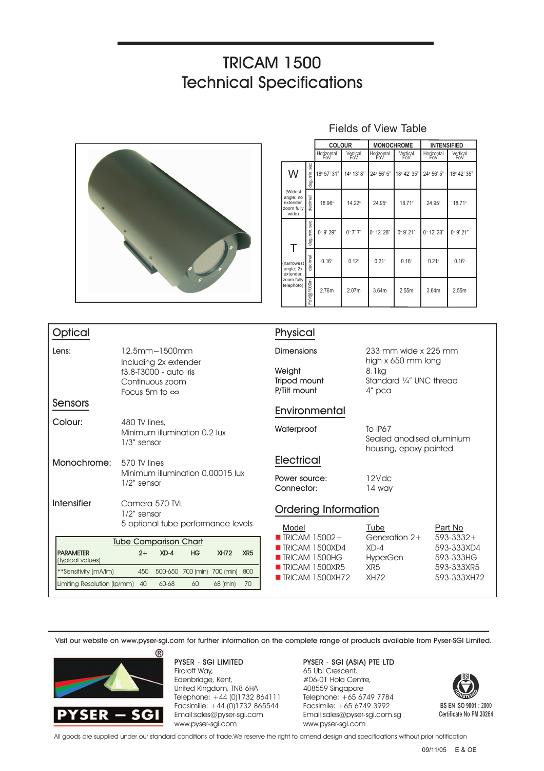# TRICAM 1500
# Technical Specifications

## Fields of View Table

| | | COLOUR | | MONOCHROME | | INTENSIFIED | |
|---|---|---|---|---|---|---|---|
| | | Horizontal FoV | Vertical FoV | Horizontal FoV | Vertical FoV | Horizontal FoV | Vertical FoV |
| W (Widest angle; no extender, zoom fully wide) | deg, min, sec | 18° 57' 31" | 14° 13' 8" | 24° 56' 5" | 18° 42' 35" | 24° 56' 5" | 18° 42' 35" |
| | decimal | 18.96° | 14.22° | 24.95° | 18.71° | 24.95° | 18.71° |
| T (narrowest angle; 2x extender, zoom fully telephoto) | deg, min, sec | 0° 9' 29" | 0° 7' 7" | 0° 12' 28" | 0° 9' 21" | 0° 12' 28" | 0° 9' 21" |
| | decimal | 0.16° | 0.12° | 0.21° | 0.16° | 0.21° | 0.16° |
| | FoV@1000m | 2.76m | 2.07m | 3.64m | 2.55m | 3.64m | 2.55m |

## Optical

**Lens:** 12.5mm–1500mm
Including 2x extender
f3.8-T3000 - auto iris
Continuous zoom
Focus 5m to ∞

## Sensors

**Colour:** 480 TV lines,
Minimum illumination 0.2 lux
1/3" sensor

**Monochrome:** 570 TV lines
Minimum illumination 0.00015 lux
1/2" sensor

**Intensifier** Camera 570 TVL
1/2" sensor
5 optional tube performance levels

**Tube Comparison Chart**

| PARAMETER (Typical values) | 2+ | XD-4 | HG | XH72 | XR5 |
|---|---|---|---|---|---|
| **Sensitivity (mA/lm) | 450 | 500-650 | 700 (min) | 700 (min) | 800 |
| Limiting Resolution (lp/mm) | 40 | 60-68 | 60 | 68 (min) | 70 |

## Physical

**Dimensions** 233 mm wide x 225 mm high x 650 mm long
**Weight** 8.1kg
**Tripod mount** Standard ¼" UNC thread
**P/Tilt mount** 4" pca

## Environmental

**Waterproof** To IP67
Sealed anodised aluminium housing, epoxy painted

## Electrical

**Power source:** 12Vdc
**Connector:** 14 way

## Ordering Information

| Model | Tube | Part No |
|---|---|---|
| TRICAM 15002+ | Generation 2+ | 593-3332+ |
| TRICAM 1500XD4 | XD-4 | 593-333XD4 |
| TRICAM 1500HG | HyperGen | 593-333HG |
| TRICAM 1500XR5 | XR5 | 593-333XR5 |
| TRICAM 1500XH72 | XH72 | 593-333XH72 |

Visit our website on www.pyser-sgi.com for further information on the complete range of products available from Pyser-SGI Limited.

PYSER - SGI

**PYSER - SGI LIMITED**
Fircroft Way,
Edenbridge, Kent,
United Kingdom, TN8 6HA
Telephone: +44 (0)1732 864111
Facsimile: +44 (0)1732 865544
Email:sales@pyser-sgi.com
www.pyser-sgi.com

**PYSER - SGI (ASIA) PTE LTD**
65 Ubi Crescent,
#06-01 Hola Centre,
408559 Singapore
Telephone: +65 6749 7784
Facsimile: +65 6749 3992
Email:sales@pyser-sgi.com.sg
www.pyser-sgi.com

BS EN ISO 9001 : 2000
Certificate No FM 30264

All goods are supplied under our standard conditions of trade.We reserve the right to amend design and specifications without prior notification

09/11/05 E & OE